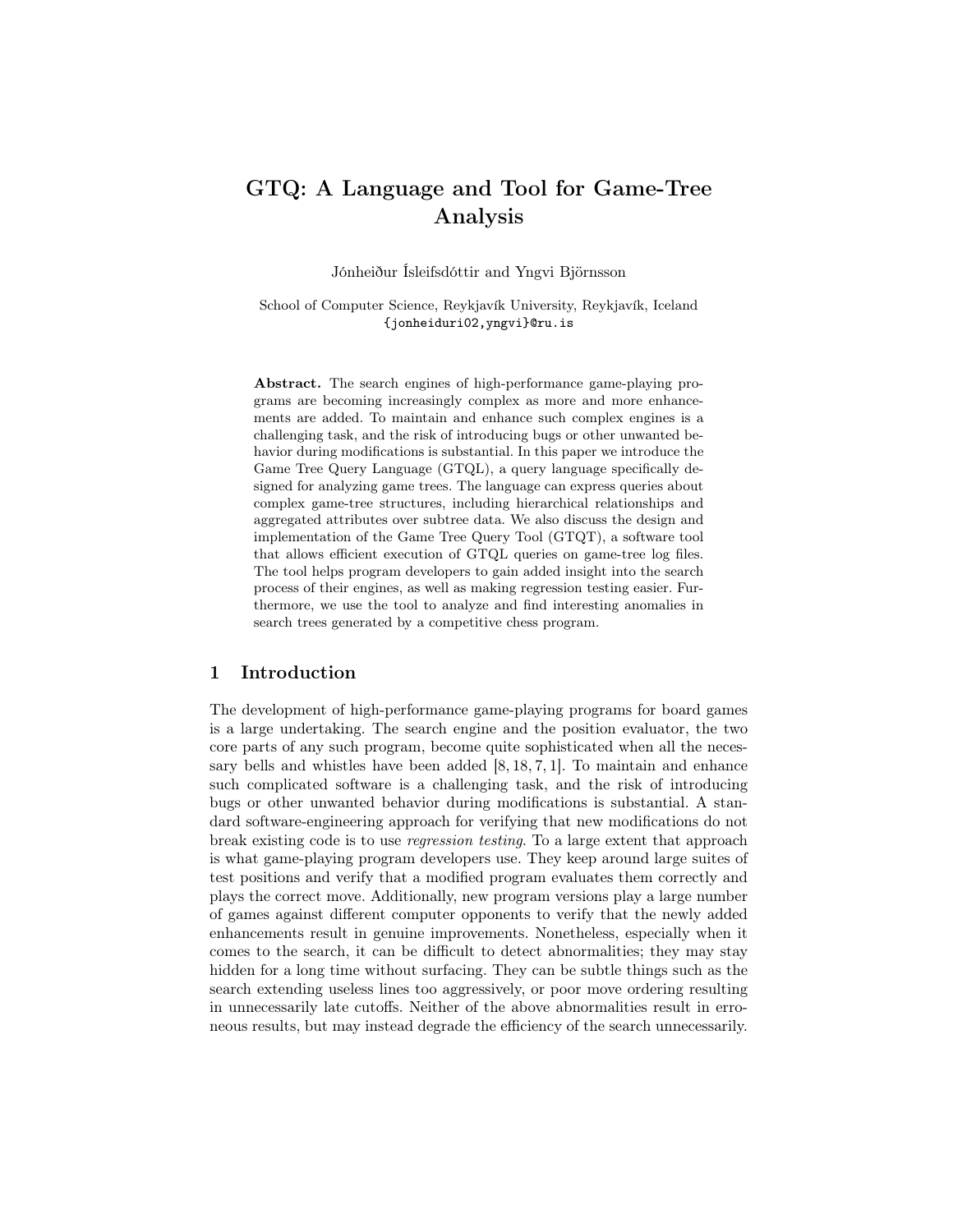# GTQ: A Language and Tool for Game-Tree Analysis

Jónheiður Ísleifsdóttir and Yngvi Björnsson

School of Computer Science, Reykjavík University, Reykjavík, Iceland
{jonheiduri02,yngvi}@ru.is

**Abstract.** The search engines of high-performance game-playing programs are becoming increasingly complex as more and more enhancements are added. To maintain and enhance such complex engines is a challenging task, and the risk of introducing bugs or other unwanted behavior during modifications is substantial. In this paper we introduce the Game Tree Query Language (GTQL), a query language specifically designed for analyzing game trees. The language can express queries about complex game-tree structures, including hierarchical relationships and aggregated attributes over subtree data. We also discuss the design and implementation of the Game Tree Query Tool (GTQT), a software tool that allows efficient execution of GTQL queries on game-tree log files. The tool helps program developers to gain added insight into the search process of their engines, as well as making regression testing easier. Furthermore, we use the tool to analyze and find interesting anomalies in search trees generated by a competitive chess program.

## 1 Introduction

The development of high-performance game-playing programs for board games is a large undertaking. The search engine and the position evaluator, the two core parts of any such program, become quite sophisticated when all the necessary bells and whistles have been added [8, 18, 7, 1]. To maintain and enhance such complicated software is a challenging task, and the risk of introducing bugs or other unwanted behavior during modifications is substantial. A standard software-engineering approach for verifying that new modifications do not break existing code is to use *regression testing*. To a large extent that approach is what game-playing program developers use. They keep around large suites of test positions and verify that a modified program evaluates them correctly and plays the correct move. Additionally, new program versions play a large number of games against different computer opponents to verify that the newly added enhancements result in genuine improvements. Nonetheless, especially when it comes to the search, it can be difficult to detect abnormalities; they may stay hidden for a long time without surfacing. They can be subtle things such as the search extending useless lines too aggressively, or poor move ordering resulting in unnecessarily late cutoffs. Neither of the above abnormalities result in erroneous results, but may instead degrade the efficiency of the search unnecessarily.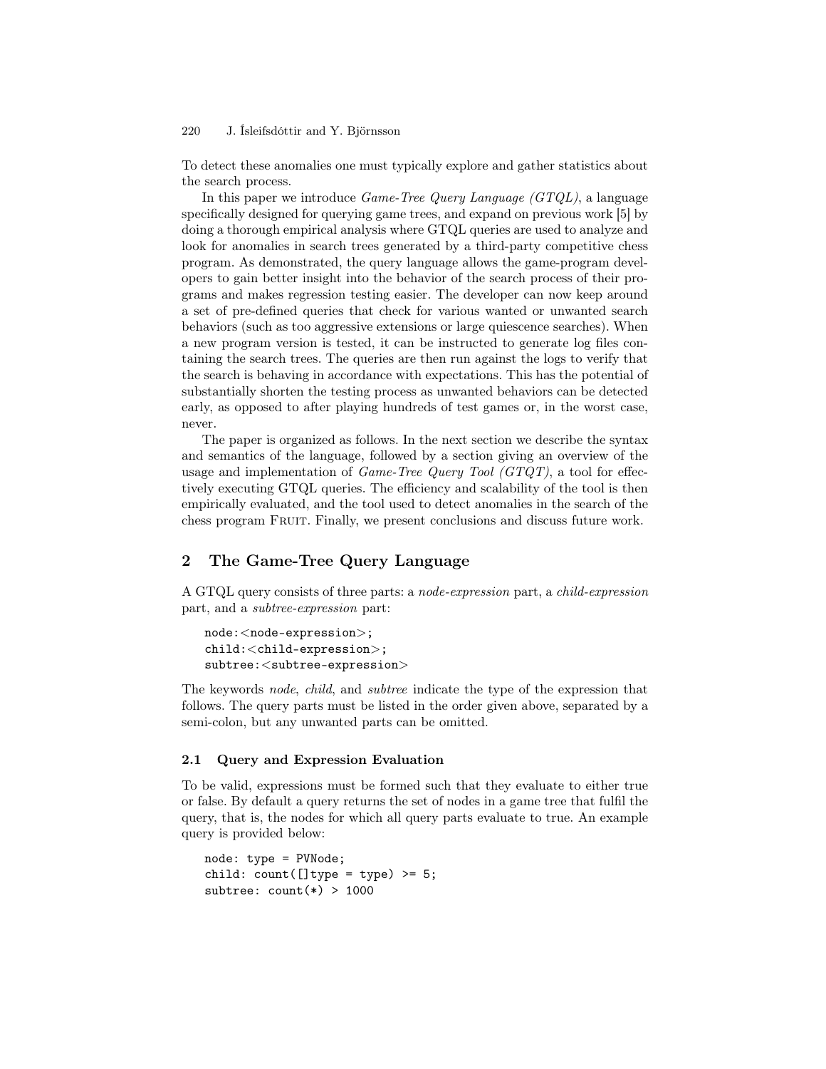To detect these anomalies one must typically explore and gather statistics about the search process.

In this paper we introduce *Game-Tree Query Language (GTQL)*, a language specifically designed for querying game trees, and expand on previous work [5] by doing a thorough empirical analysis where GTQL queries are used to analyze and look for anomalies in search trees generated by a third-party competitive chess program. As demonstrated, the query language allows the game-program developers to gain better insight into the behavior of the search process of their programs and makes regression testing easier. The developer can now keep around a set of pre-defined queries that check for various wanted or unwanted search behaviors (such as too aggressive extensions or large quiescence searches). When a new program version is tested, it can be instructed to generate log files containing the search trees. The queries are then run against the logs to verify that the search is behaving in accordance with expectations. This has the potential of substantially shorten the testing process as unwanted behaviors can be detected early, as opposed to after playing hundreds of test games or, in the worst case, never.

The paper is organized as follows. In the next section we describe the syntax and semantics of the language, followed by a section giving an overview of the usage and implementation of *Game-Tree Query Tool (GTQT)*, a tool for effectively executing GTQL queries. The efficiency and scalability of the tool is then empirically evaluated, and the tool used to detect anomalies in the search of the chess program Fruit. Finally, we present conclusions and discuss future work.

## 2 The Game-Tree Query Language

A GTQL query consists of three parts: a *node-expression* part, a *child-expression* part, and a *subtree-expression* part:

```
node:<node-expression>;
child:<child-expression>;
subtree:<subtree-expression>
```

The keywords *node*, *child*, and *subtree* indicate the type of the expression that follows. The query parts must be listed in the order given above, separated by a semi-colon, but any unwanted parts can be omitted.

### 2.1 Query and Expression Evaluation

To be valid, expressions must be formed such that they evaluate to either true or false. By default a query returns the set of nodes in a game tree that fulfil the query, that is, the nodes for which all query parts evaluate to true. An example query is provided below:

```
node: type = PVNode;
child: count([]type = type) >= 5;
subtree: count(*) > 1000
```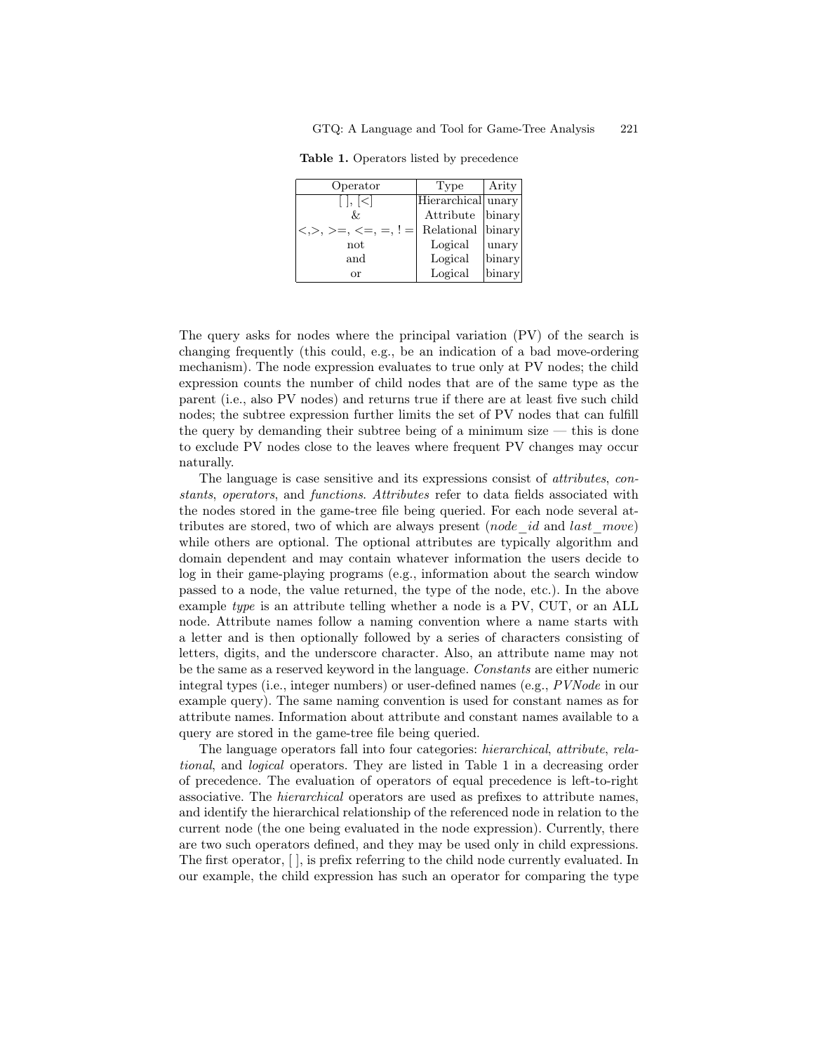**Table 1.** Operators listed by precedence

| Operator | Type | Arity |
|---|---|---|
| [ ], [<] | Hierarchical | unary |
| & | Attribute | binary |
| <,>, >=, <=, =, != | Relational | binary |
| not | Logical | unary |
| and | Logical | binary |
| or | Logical | binary |

The query asks for nodes where the principal variation (PV) of the search is changing frequently (this could, e.g., be an indication of a bad move-ordering mechanism). The node expression evaluates to true only at PV nodes; the child expression counts the number of child nodes that are of the same type as the parent (i.e., also PV nodes) and returns true if there are at least five such child nodes; the subtree expression further limits the set of PV nodes that can fulfill the query by demanding their subtree being of a minimum size — this is done to exclude PV nodes close to the leaves where frequent PV changes may occur naturally.

The language is case sensitive and its expressions consist of *attributes*, *constants*, *operators*, and *functions*. *Attributes* refer to data fields associated with the nodes stored in the game-tree file being queried. For each node several attributes are stored, two of which are always present (*node_id* and *last_move*) while others are optional. The optional attributes are typically algorithm and domain dependent and may contain whatever information the users decide to log in their game-playing programs (e.g., information about the search window passed to a node, the value returned, the type of the node, etc.). In the above example *type* is an attribute telling whether a node is a PV, CUT, or an ALL node. Attribute names follow a naming convention where a name starts with a letter and is then optionally followed by a series of characters consisting of letters, digits, and the underscore character. Also, an attribute name may not be the same as a reserved keyword in the language. *Constants* are either numeric integral types (i.e., integer numbers) or user-defined names (e.g., *PVNode* in our example query). The same naming convention is used for constant names as for attribute names. Information about attribute and constant names available to a query are stored in the game-tree file being queried.

The language operators fall into four categories: *hierarchical*, *attribute*, *relational*, and *logical* operators. They are listed in Table 1 in a decreasing order of precedence. The evaluation of operators of equal precedence is left-to-right associative. The *hierarchical* operators are used as prefixes to attribute names, and identify the hierarchical relationship of the referenced node in relation to the current node (the one being evaluated in the node expression). Currently, there are two such operators defined, and they may be used only in child expressions. The first operator, [ ], is prefix referring to the child node currently evaluated. In our example, the child expression has such an operator for comparing the type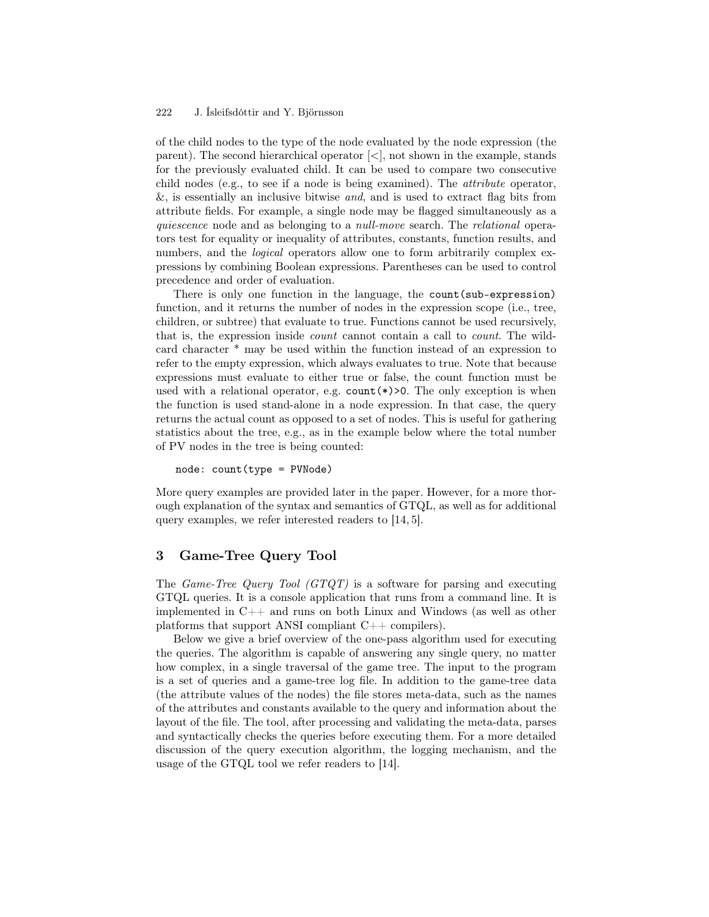of the child nodes to the type of the node evaluated by the node expression (the parent). The second hierarchical operator [<], not shown in the example, stands for the previously evaluated child. It can be used to compare two consecutive child nodes (e.g., to see if a node is being examined). The *attribute* operator, &, is essentially an inclusive bitwise *and*, and is used to extract flag bits from attribute fields. For example, a single node may be flagged simultaneously as a *quiescence* node and as belonging to a *null-move* search. The *relational* operators test for equality or inequality of attributes, constants, function results, and numbers, and the *logical* operators allow one to form arbitrarily complex expressions by combining Boolean expressions. Parentheses can be used to control precedence and order of evaluation.

There is only one function in the language, the `count(sub-expression)` function, and it returns the number of nodes in the expression scope (i.e., tree, children, or subtree) that evaluate to true. Functions cannot be used recursively, that is, the expression inside *count* cannot contain a call to *count*. The wildcard character * may be used within the function instead of an expression to refer to the empty expression, which always evaluates to true. Note that because expressions must evaluate to either true or false, the count function must be used with a relational operator, e.g. `count(*)>0`. The only exception is when the function is used stand-alone in a node expression. In that case, the query returns the actual count as opposed to a set of nodes. This is useful for gathering statistics about the tree, e.g., as in the example below where the total number of PV nodes in the tree is being counted:

```
node: count(type = PVNode)
```

More query examples are provided later in the paper. However, for a more thorough explanation of the syntax and semantics of GTQL, as well as for additional query examples, we refer interested readers to [14, 5].

## 3 Game-Tree Query Tool

The *Game-Tree Query Tool (GTQT)* is a software for parsing and executing GTQL queries. It is a console application that runs from a command line. It is implemented in C++ and runs on both Linux and Windows (as well as other platforms that support ANSI compliant C++ compilers).

Below we give a brief overview of the one-pass algorithm used for executing the queries. The algorithm is capable of answering any single query, no matter how complex, in a single traversal of the game tree. The input to the program is a set of queries and a game-tree log file. In addition to the game-tree data (the attribute values of the nodes) the file stores meta-data, such as the names of the attributes and constants available to the query and information about the layout of the file. The tool, after processing and validating the meta-data, parses and syntactically checks the queries before executing them. For a more detailed discussion of the query execution algorithm, the logging mechanism, and the usage of the GTQL tool we refer readers to [14].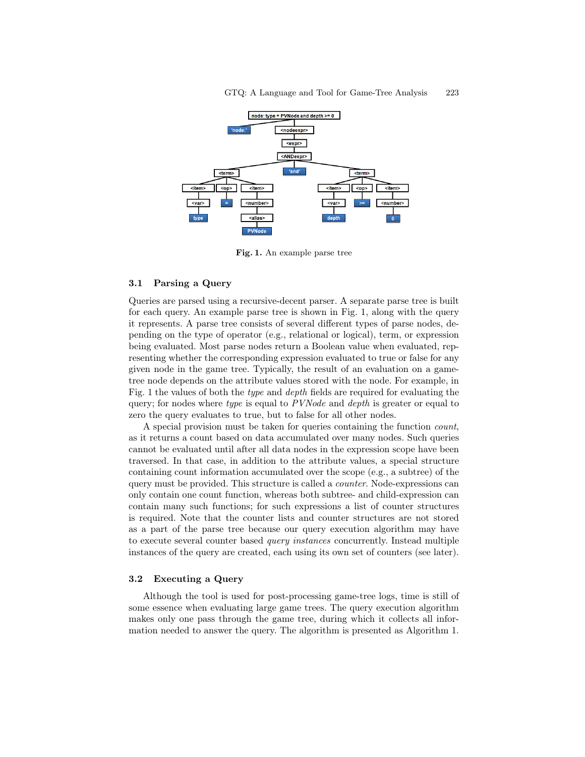node: type = PVNode and depth >= 0

'node:'

<nodeexpr>

<expr>

<ANDexpr>

<term>

'and'

<term>

<item>

<op>

<item>

<item>

<op>

<item>

<var>

=

<number>

<var>

>=

<number>

type

<alias>

depth

0

PVNode

**Fig. 1.** An example parse tree

### 3.1 Parsing a Query

Queries are parsed using a recursive-decent parser. A separate parse tree is built for each query. An example parse tree is shown in Fig. 1, along with the query it represents. A parse tree consists of several different types of parse nodes, depending on the type of operator (e.g., relational or logical), term, or expression being evaluated. Most parse nodes return a Boolean value when evaluated, representing whether the corresponding expression evaluated to true or false for any given node in the game tree. Typically, the result of an evaluation on a game-tree node depends on the attribute values stored with the node. For example, in Fig. 1 the values of both the *type* and *depth* fields are required for evaluating the query; for nodes where *type* is equal to *PVNode* and *depth* is greater or equal to zero the query evaluates to true, but to false for all other nodes.

A special provision must be taken for queries containing the function *count*, as it returns a count based on data accumulated over many nodes. Such queries cannot be evaluated until after all data nodes in the expression scope have been traversed. In that case, in addition to the attribute values, a special structure containing count information accumulated over the scope (e.g., a subtree) of the query must be provided. This structure is called a *counter*. Node-expressions can only contain one count function, whereas both subtree- and child-expression can contain many such functions; for such expressions a list of counter structures is required. Note that the counter lists and counter structures are not stored as a part of the parse tree because our query execution algorithm may have to execute several counter based *query instances* concurrently. Instead multiple instances of the query are created, each using its own set of counters (see later).

### 3.2 Executing a Query

Although the tool is used for post-processing game-tree logs, time is still of some essence when evaluating large game trees. The query execution algorithm makes only one pass through the game tree, during which it collects all information needed to answer the query. The algorithm is presented as Algorithm 1.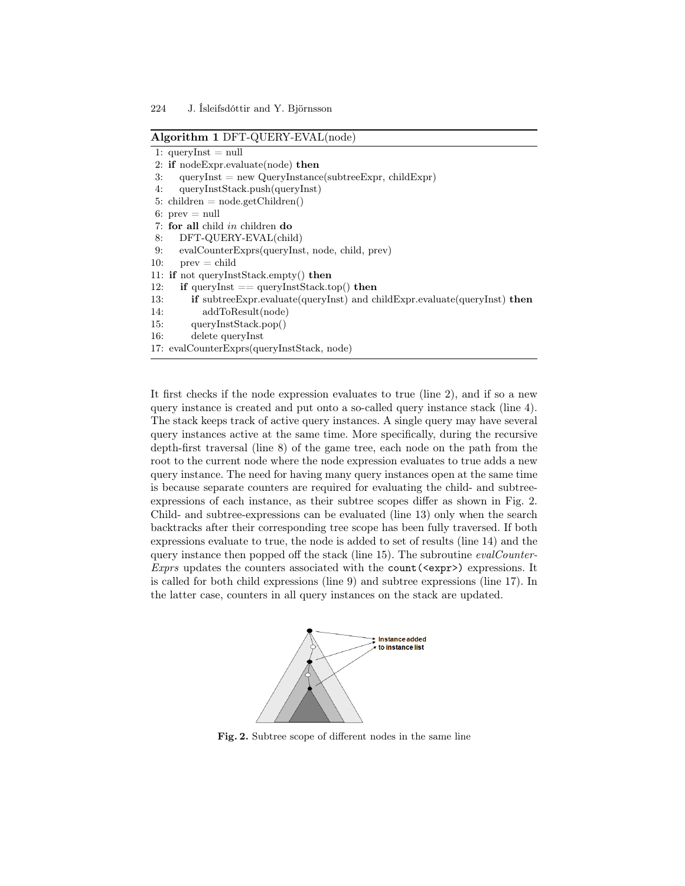**Algorithm 1** DFT-QUERY-EVAL(node)

```
1: queryInst = null
2: if nodeExpr.evaluate(node) then
3:    queryInst = new QueryInstance(subtreeExpr, childExpr)
4:    queryInstStack.push(queryInst)
5: children = node.getChildren()
6: prev = null
7: for all child in children do
8:    DFT-QUERY-EVAL(child)
9:    evalCounterExprs(queryInst, node, child, prev)
10:   prev = child
11: if not queryInstStack.empty() then
12:   if queryInst == queryInstStack.top() then
13:      if subtreeExpr.evaluate(queryInst) and childExpr.evaluate(queryInst) then
14:         addToResult(node)
15:      queryInstStack.pop()
16:      delete queryInst
17: evalCounterExprs(queryInstStack, node)
```

It first checks if the node expression evaluates to true (line 2), and if so a new query instance is created and put onto a so-called query instance stack (line 4). The stack keeps track of active query instances. A single query may have several query instances active at the same time. More specifically, during the recursive depth-first traversal (line 8) of the game tree, each node on the path from the root to the current node where the node expression evaluates to true adds a new query instance. The need for having many query instances open at the same time is because separate counters are required for evaluating the child- and subtree-expressions of each instance, as their subtree scopes differ as shown in Fig. 2. Child- and subtree-expressions can be evaluated (line 13) only when the search backtracks after their corresponding tree scope has been fully traversed. If both expressions evaluate to true, the node is added to set of results (line 14) and the query instance then popped off the stack (line 15). The subroutine *evalCounterExprs* updates the counters associated with the `count(<expr>)` expressions. It is called for both child expressions (line 9) and subtree expressions (line 17). In the latter case, counters in all query instances on the stack are updated.

Instance added to instance list

**Fig. 2.** Subtree scope of different nodes in the same line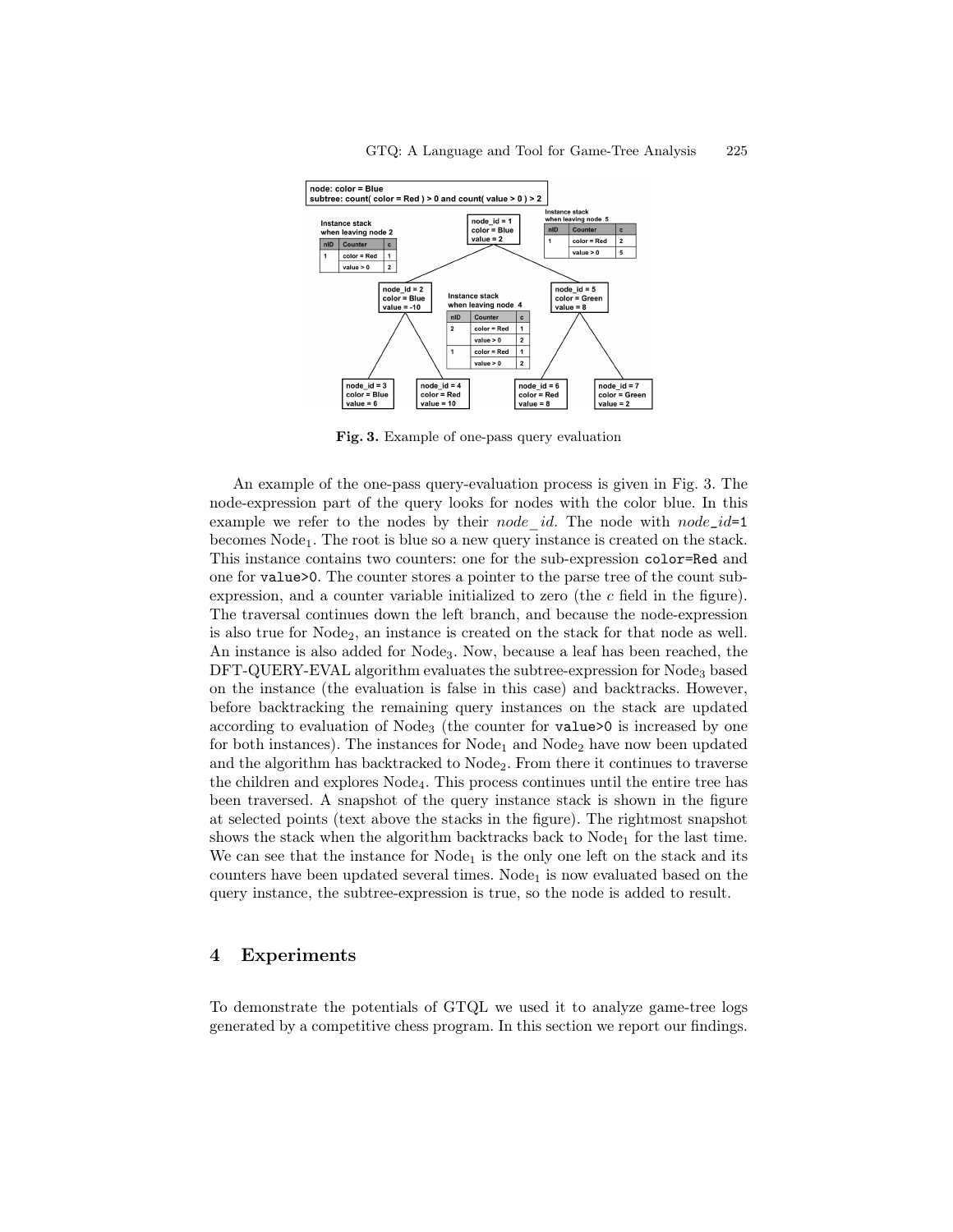node: color = Blue
subtree: count( color = Red ) > 0 and count( value > 0 ) > 2

node_id = 1
color = Blue
value = 2

Instance stack
when leaving node 2

| nID | Counter | c |
| --- | --- | --- |
| 1 | color = Red | 1 |
| | value > 0 | 2 |

Instance stack
when leaving node 5

| nID | Counter | c |
| --- | --- | --- |
| 1 | color = Red | 2 |
| | value > 0 | 5 |

node_id = 2
color = Blue
value = -10

Instance stack
when leaving node 4

| nID | Counter | c |
| --- | --- | --- |
| 2 | color = Red | 1 |
| | value > 0 | 2 |
| 1 | color = Red | 1 |
| | value > 0 | 2 |

node_id = 5
color = Green
value = 8

node_id = 3
color = Blue
value = 6

node_id = 4
color = Red
value = 10

node_id = 6
color = Red
value = 8

node_id = 7
color = Green
value = 2

**Fig. 3.** Example of one-pass query evaluation

An example of the one-pass query-evaluation process is given in Fig. 3. The node-expression part of the query looks for nodes with the color blue. In this example we refer to the nodes by their *node_id*. The node with *node_id*=1 becomes $\text{Node}_1$. The root is blue so a new query instance is created on the stack. This instance contains two counters: one for the sub-expression `color=Red` and one for `value>0`. The counter stores a pointer to the parse tree of the count sub-expression, and a counter variable initialized to zero (the *c* field in the figure). The traversal continues down the left branch, and because the node-expression is also true for $\text{Node}_2$, an instance is created on the stack for that node as well. An instance is also added for $\text{Node}_3$. Now, because a leaf has been reached, the DFT-QUERY-EVAL algorithm evaluates the subtree-expression for $\text{Node}_3$ based on the instance (the evaluation is false in this case) and backtracks. However, before backtracking the remaining query instances on the stack are updated according to evaluation of $\text{Node}_3$ (the counter for `value>0` is increased by one for both instances). The instances for $\text{Node}_1$ and $\text{Node}_2$ have now been updated and the algorithm has backtracked to $\text{Node}_2$. From there it continues to traverse the children and explores $\text{Node}_4$. This process continues until the entire tree has been traversed. A snapshot of the query instance stack is shown in the figure at selected points (text above the stacks in the figure). The rightmost snapshot shows the stack when the algorithm backtracks back to $\text{Node}_1$ for the last time. We can see that the instance for $\text{Node}_1$ is the only one left on the stack and its counters have been updated several times. $\text{Node}_1$ is now evaluated based on the query instance, the subtree-expression is true, so the node is added to result.

## 4 Experiments

To demonstrate the potentials of GTQL we used it to analyze game-tree logs generated by a competitive chess program. In this section we report our findings.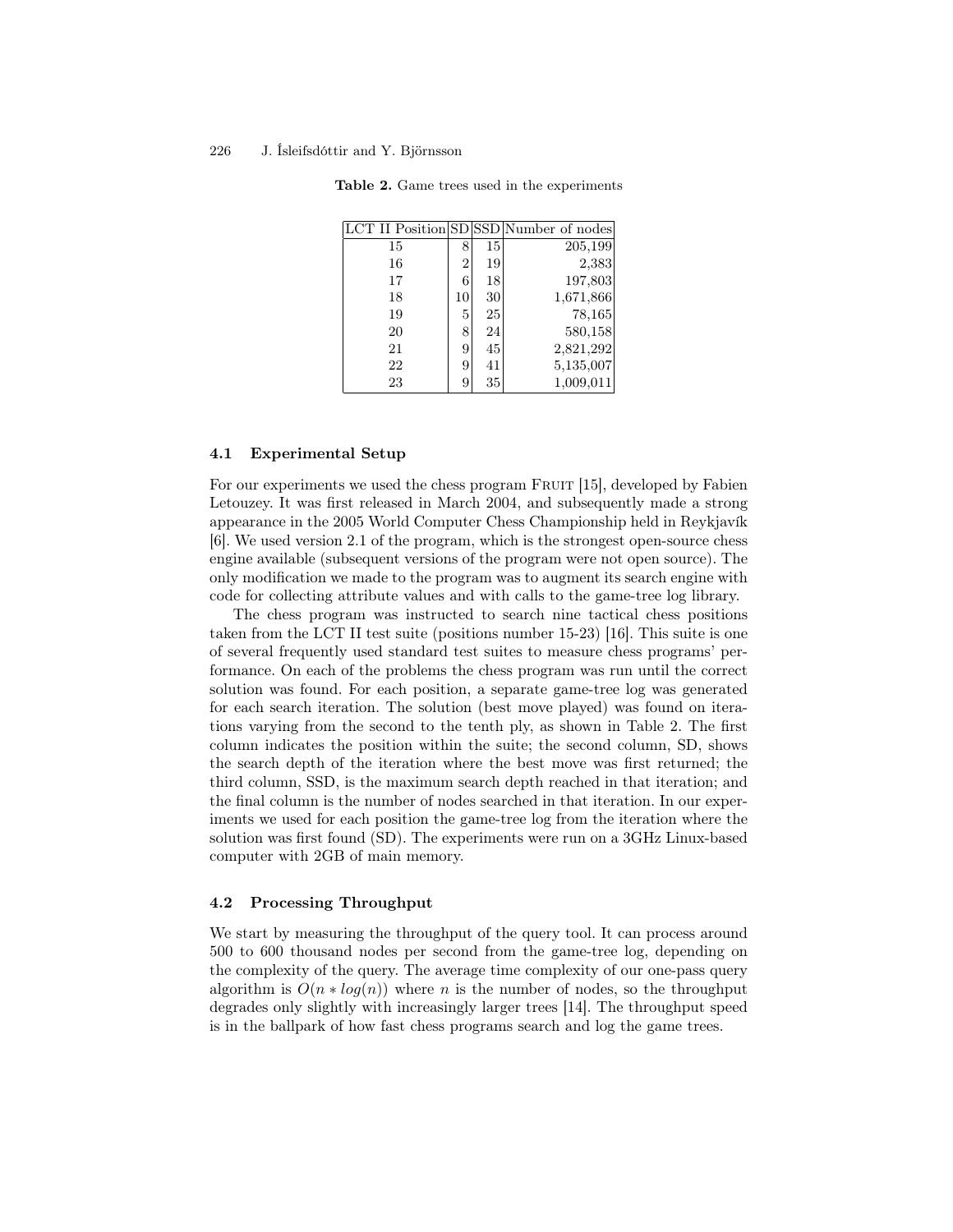Table 2. Game trees used in the experiments

| LCT II Position | SD | SSD | Number of nodes |
|---|---|---|---|
| 15 | 8 | 15 | 205,199 |
| 16 | 2 | 19 | 2,383 |
| 17 | 6 | 18 | 197,803 |
| 18 | 10 | 30 | 1,671,866 |
| 19 | 5 | 25 | 78,165 |
| 20 | 8 | 24 | 580,158 |
| 21 | 9 | 45 | 2,821,292 |
| 22 | 9 | 41 | 5,135,007 |
| 23 | 9 | 35 | 1,009,011 |

### 4.1 Experimental Setup

For our experiments we used the chess program Fruit [15], developed by Fabien Letouzey. It was first released in March 2004, and subsequently made a strong appearance in the 2005 World Computer Chess Championship held in Reykjavík [6]. We used version 2.1 of the program, which is the strongest open-source chess engine available (subsequent versions of the program were not open source). The only modification we made to the program was to augment its search engine with code for collecting attribute values and with calls to the game-tree log library.

The chess program was instructed to search nine tactical chess positions taken from the LCT II test suite (positions number 15-23) [16]. This suite is one of several frequently used standard test suites to measure chess programs' performance. On each of the problems the chess program was run until the correct solution was found. For each position, a separate game-tree log was generated for each search iteration. The solution (best move played) was found on iterations varying from the second to the tenth ply, as shown in Table 2. The first column indicates the position within the suite; the second column, SD, shows the search depth of the iteration where the best move was first returned; the third column, SSD, is the maximum search depth reached in that iteration; and the final column is the number of nodes searched in that iteration. In our experiments we used for each position the game-tree log from the iteration where the solution was first found (SD). The experiments were run on a 3GHz Linux-based computer with 2GB of main memory.

### 4.2 Processing Throughput

We start by measuring the throughput of the query tool. It can process around 500 to 600 thousand nodes per second from the game-tree log, depending on the complexity of the query. The average time complexity of our one-pass query algorithm is $O(n * log(n))$ where $n$ is the number of nodes, so the throughput degrades only slightly with increasingly larger trees [14]. The throughput speed is in the ballpark of how fast chess programs search and log the game trees.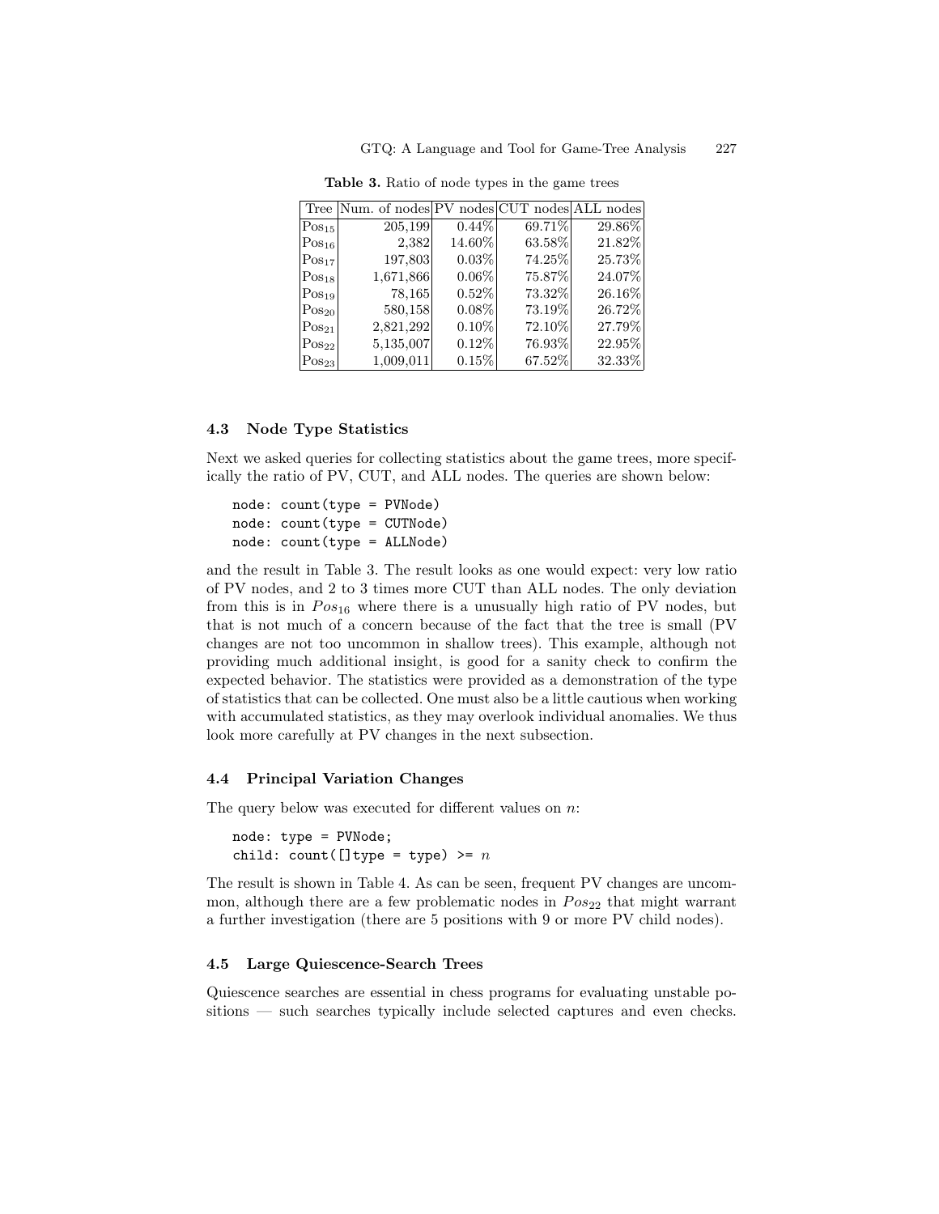**Table 3.** Ratio of node types in the game trees

| Tree | Num. of nodes | PV nodes | CUT nodes | ALL nodes |
|---|---|---|---|---|
| $\text{Pos}_{15}$ | 205,199 | 0.44% | 69.71% | 29.86% |
| $\text{Pos}_{16}$ | 2,382 | 14.60% | 63.58% | 21.82% |
| $\text{Pos}_{17}$ | 197,803 | 0.03% | 74.25% | 25.73% |
| $\text{Pos}_{18}$ | 1,671,866 | 0.06% | 75.87% | 24.07% |
| $\text{Pos}_{19}$ | 78,165 | 0.52% | 73.32% | 26.16% |
| $\text{Pos}_{20}$ | 580,158 | 0.08% | 73.19% | 26.72% |
| $\text{Pos}_{21}$ | 2,821,292 | 0.10% | 72.10% | 27.79% |
| $\text{Pos}_{22}$ | 5,135,007 | 0.12% | 76.93% | 22.95% |
| $\text{Pos}_{23}$ | 1,009,011 | 0.15% | 67.52% | 32.33% |

### 4.3 Node Type Statistics

Next we asked queries for collecting statistics about the game trees, more specifically the ratio of PV, CUT, and ALL nodes. The queries are shown below:

```
node: count(type = PVNode)
node: count(type = CUTNode)
node: count(type = ALLNode)
```

and the result in Table 3. The result looks as one would expect: very low ratio of PV nodes, and 2 to 3 times more CUT than ALL nodes. The only deviation from this is in $Pos_{16}$ where there is a unusually high ratio of PV nodes, but that is not much of a concern because of the fact that the tree is small (PV changes are not too uncommon in shallow trees). This example, although not providing much additional insight, is good for a sanity check to confirm the expected behavior. The statistics were provided as a demonstration of the type of statistics that can be collected. One must also be a little cautious when working with accumulated statistics, as they may overlook individual anomalies. We thus look more carefully at PV changes in the next subsection.

### 4.4 Principal Variation Changes

The query below was executed for different values on $n$:

```
node: type = PVNode;
child: count([]type = type) >= n
```

The result is shown in Table 4. As can be seen, frequent PV changes are uncommon, although there are a few problematic nodes in $Pos_{22}$ that might warrant a further investigation (there are 5 positions with 9 or more PV child nodes).

### 4.5 Large Quiescence-Search Trees

Quiescence searches are essential in chess programs for evaluating unstable positions — such searches typically include selected captures and even checks.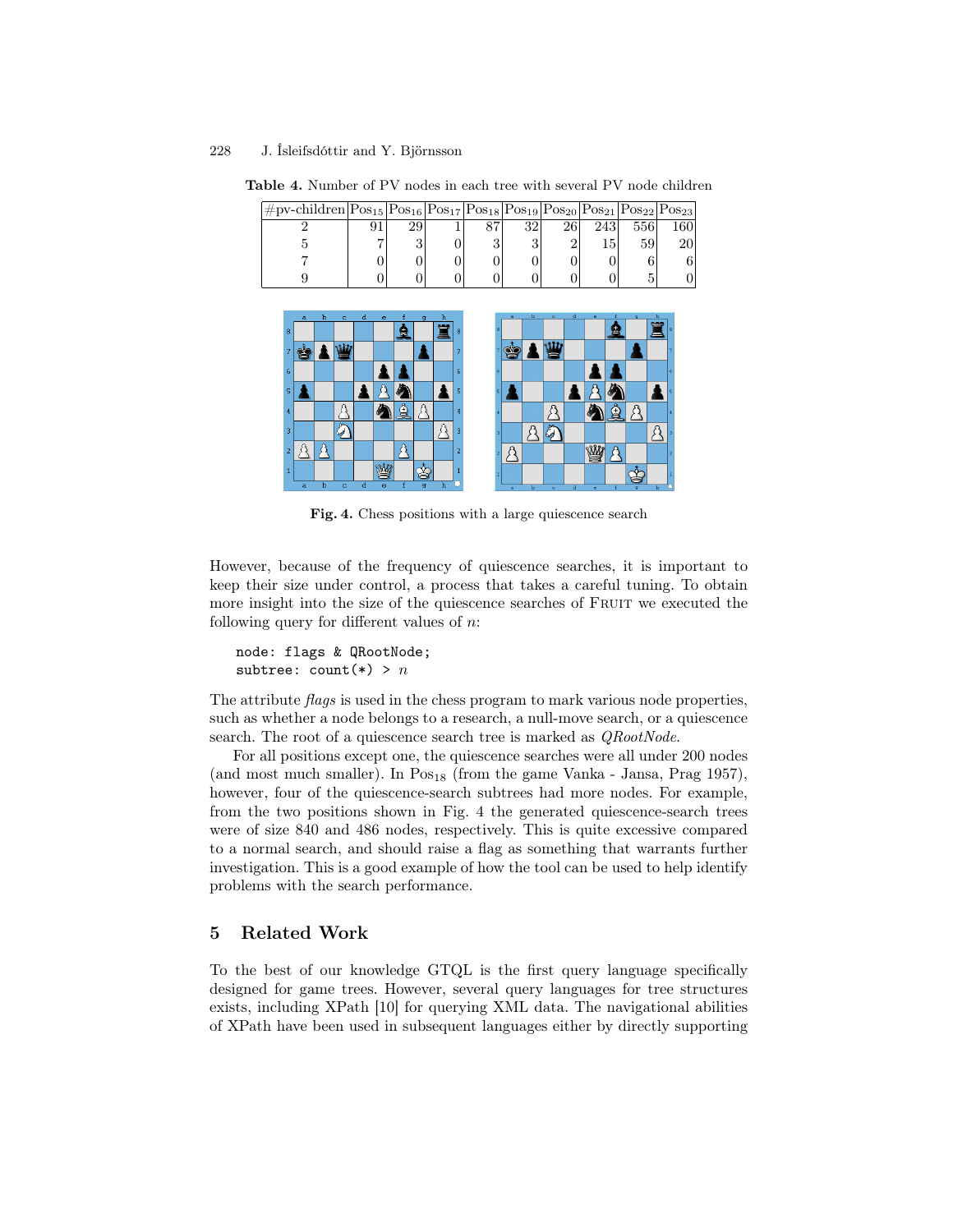**Table 4.** Number of PV nodes in each tree with several PV node children

| #pv-children | $Pos_{15}$ | $Pos_{16}$ | $Pos_{17}$ | $Pos_{18}$ | $Pos_{19}$ | $Pos_{20}$ | $Pos_{21}$ | $Pos_{22}$ | $Pos_{23}$ |
|---|---|---|---|---|---|---|---|---|---|
| 2 | 91 | 29 | 1 | 87 | 32 | 26 | 243 | 556 | 160 |
| 5 | 7 | 3 | 0 | 3 | 3 | 2 | 15 | 59 | 20 |
| 7 | 0 | 0 | 0 | 0 | 0 | 0 | 0 | 6 | 6 |
| 9 | 0 | 0 | 0 | 0 | 0 | 0 | 0 | 5 | 0 |

**Fig. 4.** Chess positions with a large quiescence search

However, because of the frequency of quiescence searches, it is important to keep their size under control, a process that takes a careful tuning. To obtain more insight into the size of the quiescence searches of Fruit we executed the following query for different values of $n$:

```
node: flags & QRootNode;
subtree: count(*) > n
```

The attribute *flags* is used in the chess program to mark various node properties, such as whether a node belongs to a research, a null-move search, or a quiescence search. The root of a quiescence search tree is marked as *QRootNode*.

For all positions except one, the quiescence searches were all under 200 nodes (and most much smaller). In $Pos_{18}$ (from the game Vanka - Jansa, Prag 1957), however, four of the quiescence-search subtrees had more nodes. For example, from the two positions shown in Fig. 4 the generated quiescence-search trees were of size 840 and 486 nodes, respectively. This is quite excessive compared to a normal search, and should raise a flag as something that warrants further investigation. This is a good example of how the tool can be used to help identify problems with the search performance.

## 5 Related Work

To the best of our knowledge GTQL is the first query language specifically designed for game trees. However, several query languages for tree structures exists, including XPath [10] for querying XML data. The navigational abilities of XPath have been used in subsequent languages either by directly supporting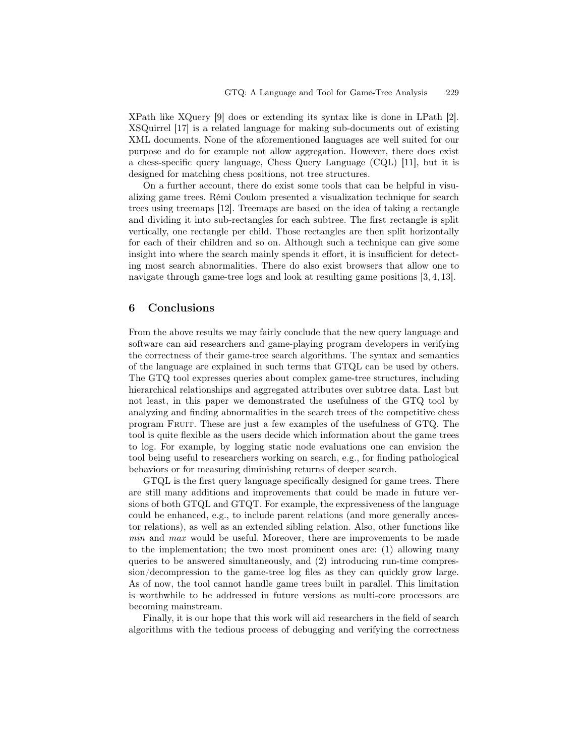XPath like XQuery [9] does or extending its syntax like is done in LPath [2]. XSQuirrel [17] is a related language for making sub-documents out of existing XML documents. None of the aforementioned languages are well suited for our purpose and do for example not allow aggregation. However, there does exist a chess-specific query language, Chess Query Language (CQL) [11], but it is designed for matching chess positions, not tree structures.

On a further account, there do exist some tools that can be helpful in visualizing game trees. Rémi Coulom presented a visualization technique for search trees using treemaps [12]. Treemaps are based on the idea of taking a rectangle and dividing it into sub-rectangles for each subtree. The first rectangle is split vertically, one rectangle per child. Those rectangles are then split horizontally for each of their children and so on. Although such a technique can give some insight into where the search mainly spends it effort, it is insufficient for detecting most search abnormalities. There do also exist browsers that allow one to navigate through game-tree logs and look at resulting game positions [3, 4, 13].

## 6 Conclusions

From the above results we may fairly conclude that the new query language and software can aid researchers and game-playing program developers in verifying the correctness of their game-tree search algorithms. The syntax and semantics of the language are explained in such terms that GTQL can be used by others. The GTQ tool expresses queries about complex game-tree structures, including hierarchical relationships and aggregated attributes over subtree data. Last but not least, in this paper we demonstrated the usefulness of the GTQ tool by analyzing and finding abnormalities in the search trees of the competitive chess program Fruit. These are just a few examples of the usefulness of GTQ. The tool is quite flexible as the users decide which information about the game trees to log. For example, by logging static node evaluations one can envision the tool being useful to researchers working on search, e.g., for finding pathological behaviors or for measuring diminishing returns of deeper search.

GTQL is the first query language specifically designed for game trees. There are still many additions and improvements that could be made in future versions of both GTQL and GTQT. For example, the expressiveness of the language could be enhanced, e.g., to include parent relations (and more generally ancestor relations), as well as an extended sibling relation. Also, other functions like *min* and *max* would be useful. Moreover, there are improvements to be made to the implementation; the two most prominent ones are: (1) allowing many queries to be answered simultaneously, and (2) introducing run-time compression/decompression to the game-tree log files as they can quickly grow large. As of now, the tool cannot handle game trees built in parallel. This limitation is worthwhile to be addressed in future versions as multi-core processors are becoming mainstream.

Finally, it is our hope that this work will aid researchers in the field of search algorithms with the tedious process of debugging and verifying the correctness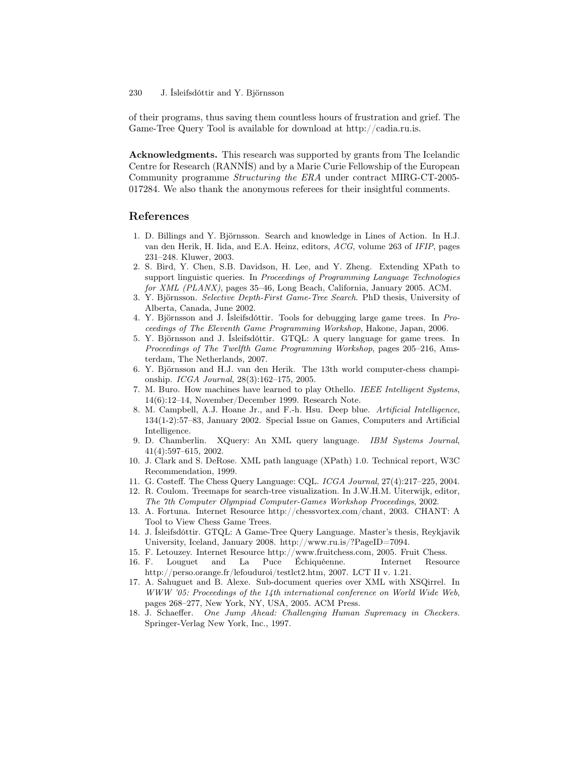of their programs, thus saving them countless hours of frustration and grief. The Game-Tree Query Tool is available for download at http://cadia.ru.is.

**Acknowledgments.** This research was supported by grants from The Icelandic Centre for Research (RANNÍS) and by a Marie Curie Fellowship of the European Community programme *Structuring the ERA* under contract MIRG-CT-2005-017284. We also thank the anonymous referees for their insightful comments.

## References

1. D. Billings and Y. Björnsson. Search and knowledge in Lines of Action. In H.J. van den Herik, H. Iida, and E.A. Heinz, editors, *ACG*, volume 263 of *IFIP*, pages 231–248. Kluwer, 2003.
2. S. Bird, Y. Chen, S.B. Davidson, H. Lee, and Y. Zheng. Extending XPath to support linguistic queries. In *Proceedings of Programming Language Technologies for XML (PLANX)*, pages 35–46, Long Beach, California, January 2005. ACM.
3. Y. Björnsson. *Selective Depth-First Game-Tree Search*. PhD thesis, University of Alberta, Canada, June 2002.
4. Y. Björnsson and J. Ísleifsdóttir. Tools for debugging large game trees. In *Proceedings of The Eleventh Game Programming Workshop*, Hakone, Japan, 2006.
5. Y. Björnsson and J. Ísleifsdóttir. GTQL: A query language for game trees. In *Proceedings of The Twelfth Game Programming Workshop*, pages 205–216, Amsterdam, The Netherlands, 2007.
6. Y. Björnsson and H.J. van den Herik. The 13th world computer-chess championship. *ICGA Journal*, 28(3):162–175, 2005.
7. M. Buro. How machines have learned to play Othello. *IEEE Intelligent Systems*, 14(6):12–14, November/December 1999. Research Note.
8. M. Campbell, A.J. Hoane Jr., and F.-h. Hsu. Deep blue. *Artificial Intelligence*, 134(1-2):57–83, January 2002. Special Issue on Games, Computers and Artificial Intelligence.
9. D. Chamberlin. XQuery: An XML query language. *IBM Systems Journal*, 41(4):597–615, 2002.
10. J. Clark and S. DeRose. XML path language (XPath) 1.0. Technical report, W3C Recommendation, 1999.
11. G. Costeff. The Chess Query Language: CQL. *ICGA Journal*, 27(4):217–225, 2004.
12. R. Coulom. Treemaps for search-tree visualization. In J.W.H.M. Uiterwijk, editor, *The 7th Computer Olympiad Computer-Games Workshop Proceedings*, 2002.
13. A. Fortuna. Internet Resource http://chessvortex.com/chant, 2003. CHANT: A Tool to View Chess Game Trees.
14. J. Ísleifsdóttir. GTQL: A Game-Tree Query Language. Master's thesis, Reykjavik University, Iceland, January 2008. http://www.ru.is/?PageID=7094.
15. F. Letouzey. Internet Resource http://www.fruitchess.com, 2005. Fruit Chess.
16. F. Louguet and La Puce Échiquéenne. Internet Resource http://perso.orange.fr/lefouduroi/testlct2.htm, 2007. LCT II v. 1.21.
17. A. Sahuguet and B. Alexe. Sub-document queries over XML with XSQirrel. In *WWW '05: Proceedings of the 14th international conference on World Wide Web*, pages 268–277, New York, NY, USA, 2005. ACM Press.
18. J. Schaeffer. *One Jump Ahead: Challenging Human Supremacy in Checkers*. Springer-Verlag New York, Inc., 1997.